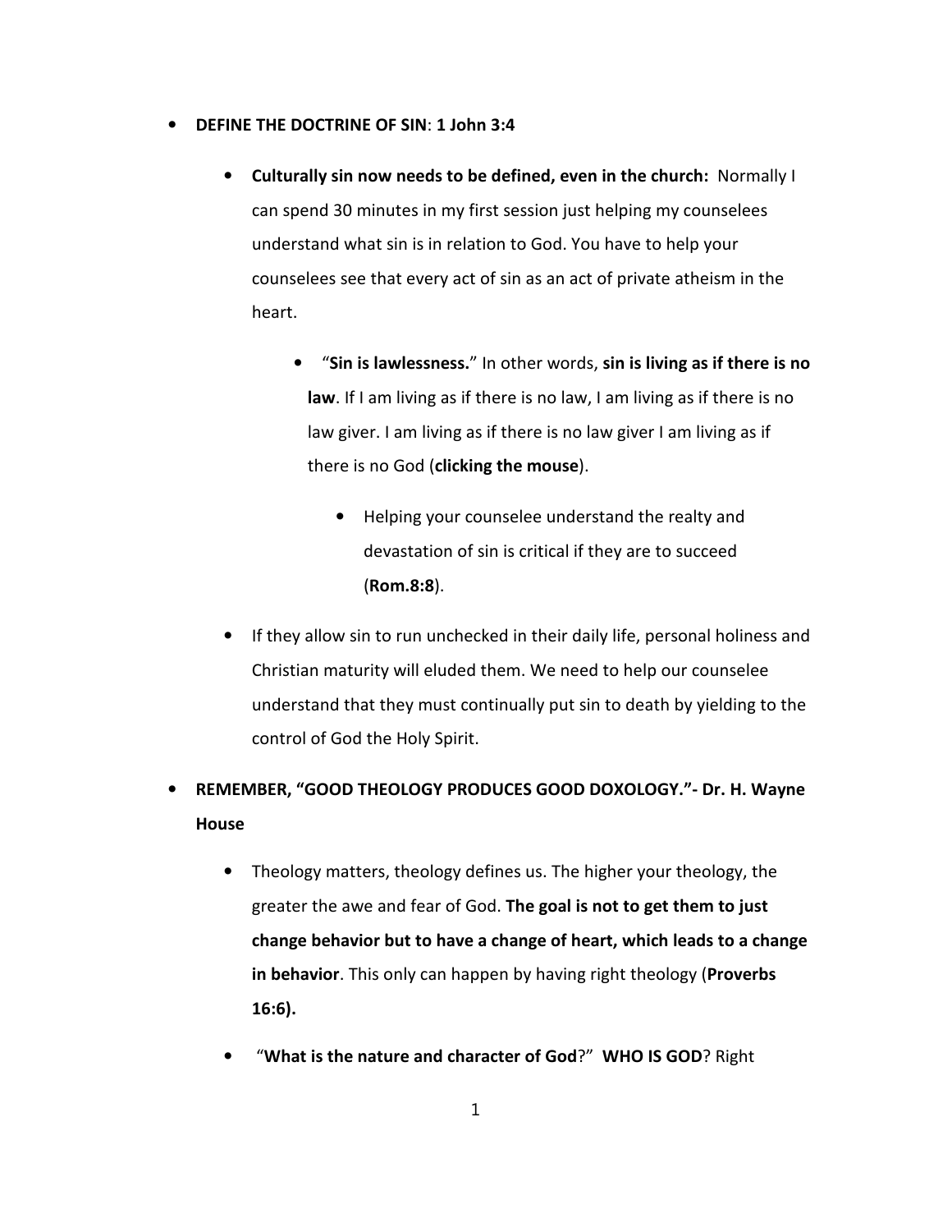- **DEFINE THE DOCTRINE OF SIN**: **1 John 3:4**

    - **Culturally sin now needs to be defined, even in the church:** Normally I can spend 30 minutes in my first session just helping my counselees understand what sin is in relation to God. You have to help your counselees see that every act of sin as an act of private atheism in the heart.

        - "**Sin is lawlessness.**" In other words, **sin is living as if there is no law**. If I am living as if there is no law, I am living as if there is no law giver. I am living as if there is no law giver I am living as if there is no God (**clicking the mouse**).

            - Helping your counselee understand the realty and devastation of sin is critical if they are to succeed (**Rom.8:8**).

    - If they allow sin to run unchecked in their daily life, personal holiness and Christian maturity will eluded them. We need to help our counselee understand that they must continually put sin to death by yielding to the control of God the Holy Spirit.

- **REMEMBER, "GOOD THEOLOGY PRODUCES GOOD DOXOLOGY."- Dr. H. Wayne House**

    - Theology matters, theology defines us. The higher your theology, the greater the awe and fear of God. **The goal is not to get them to just change behavior but to have a change of heart, which leads to a change in behavior**. This only can happen by having right theology (**Proverbs 16:6).**

    - "**What is the nature and character of God**?" **WHO IS GOD**? Right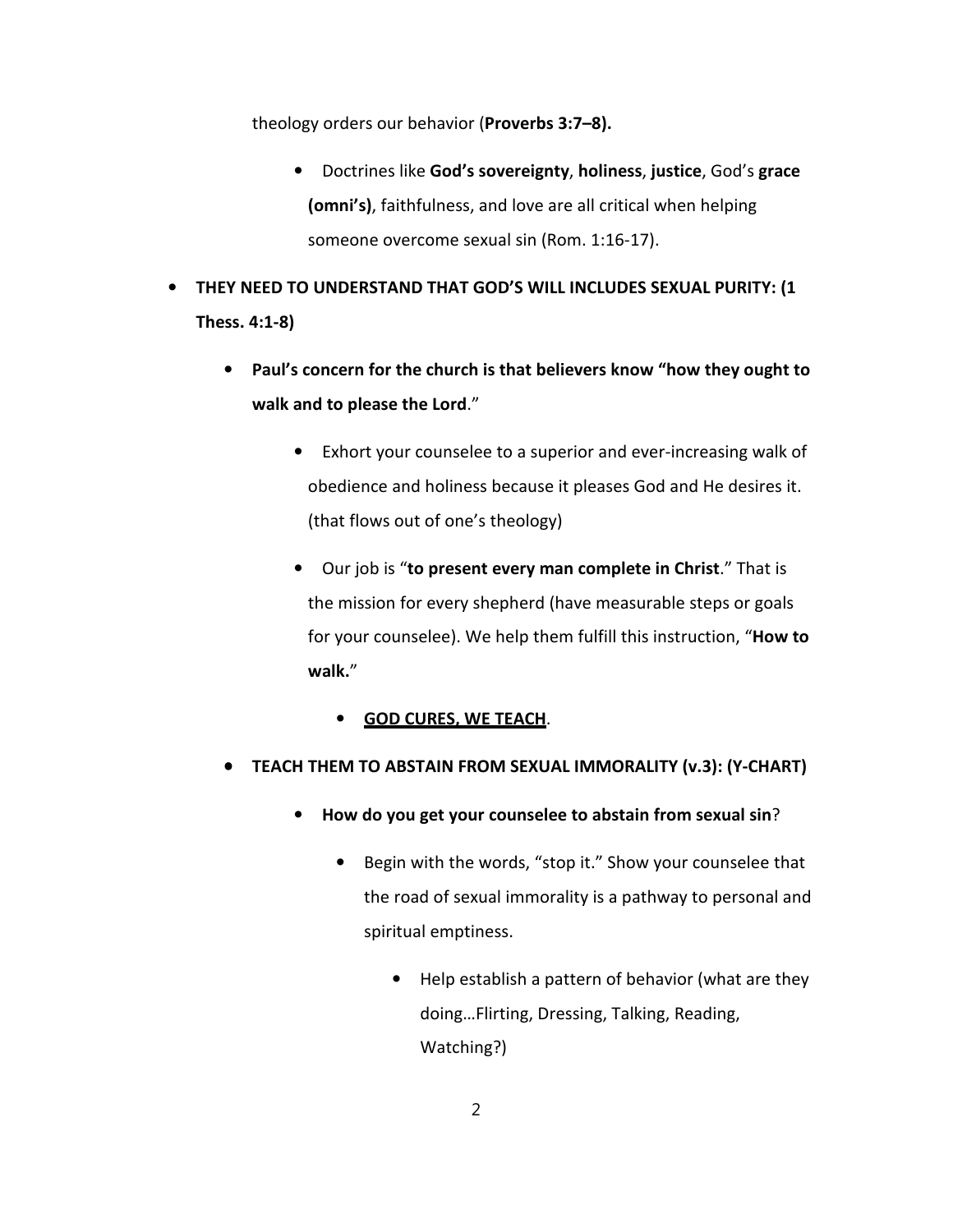theology orders our behavior (**Proverbs 3:7–8).**

- Doctrines like **God's sovereignty**, **holiness**, **justice**, God's **grace (omni's)**, faithfulness, and love are all critical when helping someone overcome sexual sin (Rom. 1:16-17).

- **THEY NEED TO UNDERSTAND THAT GOD'S WILL INCLUDES SEXUAL PURITY: (1 Thess. 4:1-8)**
    - **Paul's concern for the church is that believers know "how they ought to walk and to please the Lord**."
        - Exhort your counselee to a superior and ever-increasing walk of obedience and holiness because it pleases God and He desires it. (that flows out of one's theology)
        - Our job is "**to present every man complete in Christ**." That is the mission for every shepherd (have measurable steps or goals for your counselee). We help them fulfill this instruction, "**How to walk.**"
            - <u>**GOD CURES, WE TEACH**</u>.
    - **TEACH THEM TO ABSTAIN FROM SEXUAL IMMORALITY (v.3): (Y-CHART)**
        - **How do you get your counselee to abstain from sexual sin**?
            - Begin with the words, "stop it." Show your counselee that the road of sexual immorality is a pathway to personal and spiritual emptiness.
                - Help establish a pattern of behavior (what are they doing…Flirting, Dressing, Talking, Reading, Watching?)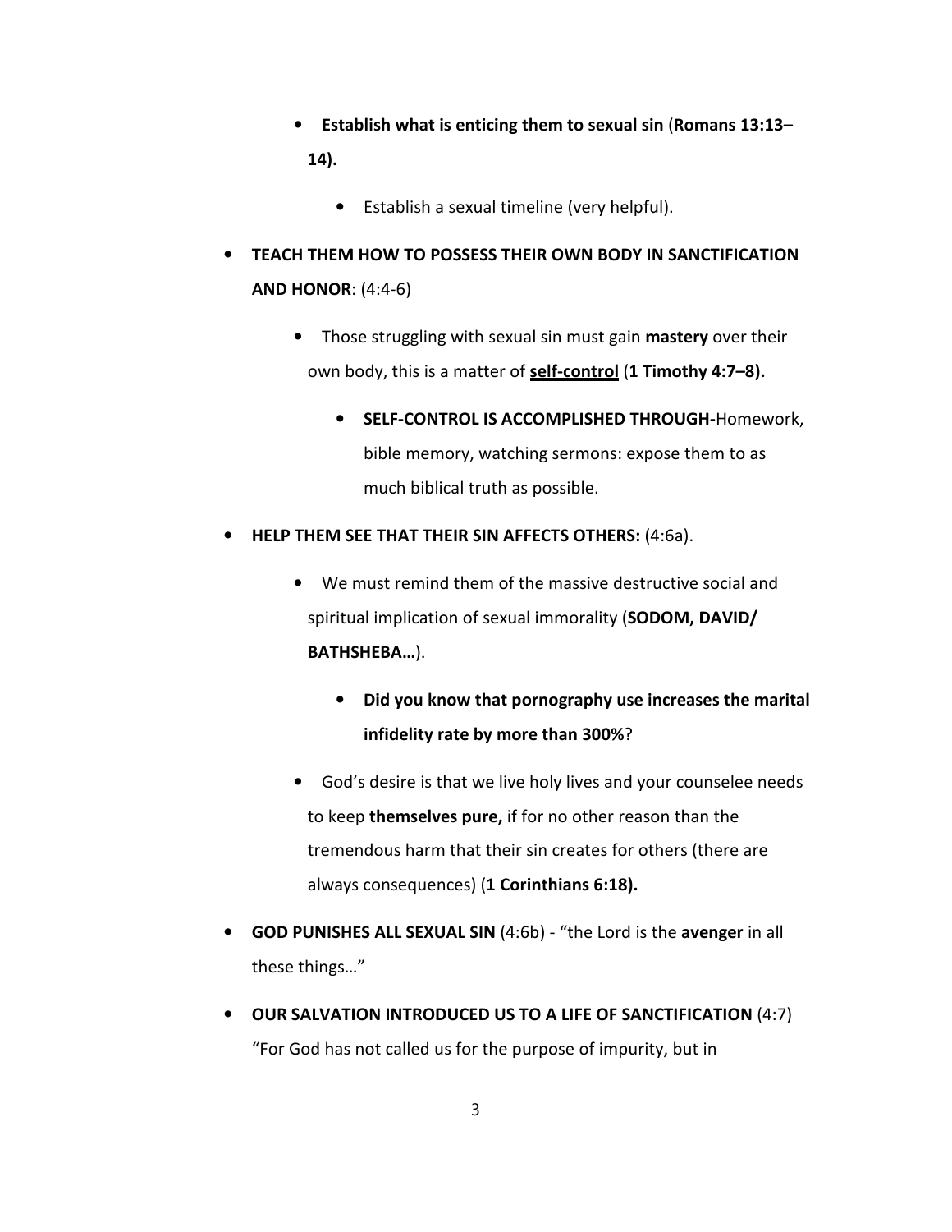- **Establish what is enticing them to sexual sin** (**Romans 13:13–14).**
    - Establish a sexual timeline (very helpful).

- **TEACH THEM HOW TO POSSESS THEIR OWN BODY IN SANCTIFICATION AND HONOR**: (4:4-6)
    - Those struggling with sexual sin must gain **mastery** over their own body, this is a matter of **<u>self-control</u>** (**1 Timothy 4:7–8).**
        - **SELF-CONTROL IS ACCOMPLISHED THROUGH-**Homework, bible memory, watching sermons: expose them to as much biblical truth as possible.

- **HELP THEM SEE THAT THEIR SIN AFFECTS OTHERS:** (4:6a).
    - We must remind them of the massive destructive social and spiritual implication of sexual immorality (**SODOM, DAVID/ BATHSHEBA…**).
        - **Did you know that pornography use increases the marital infidelity rate by more than 300%**?
    - God's desire is that we live holy lives and your counselee needs to keep **themselves pure,** if for no other reason than the tremendous harm that their sin creates for others (there are always consequences) (**1 Corinthians 6:18).**

- **GOD PUNISHES ALL SEXUAL SIN** (4:6b) - "the Lord is the **avenger** in all these things…"

- **OUR SALVATION INTRODUCED US TO A LIFE OF SANCTIFICATION** (4:7) "For God has not called us for the purpose of impurity, but in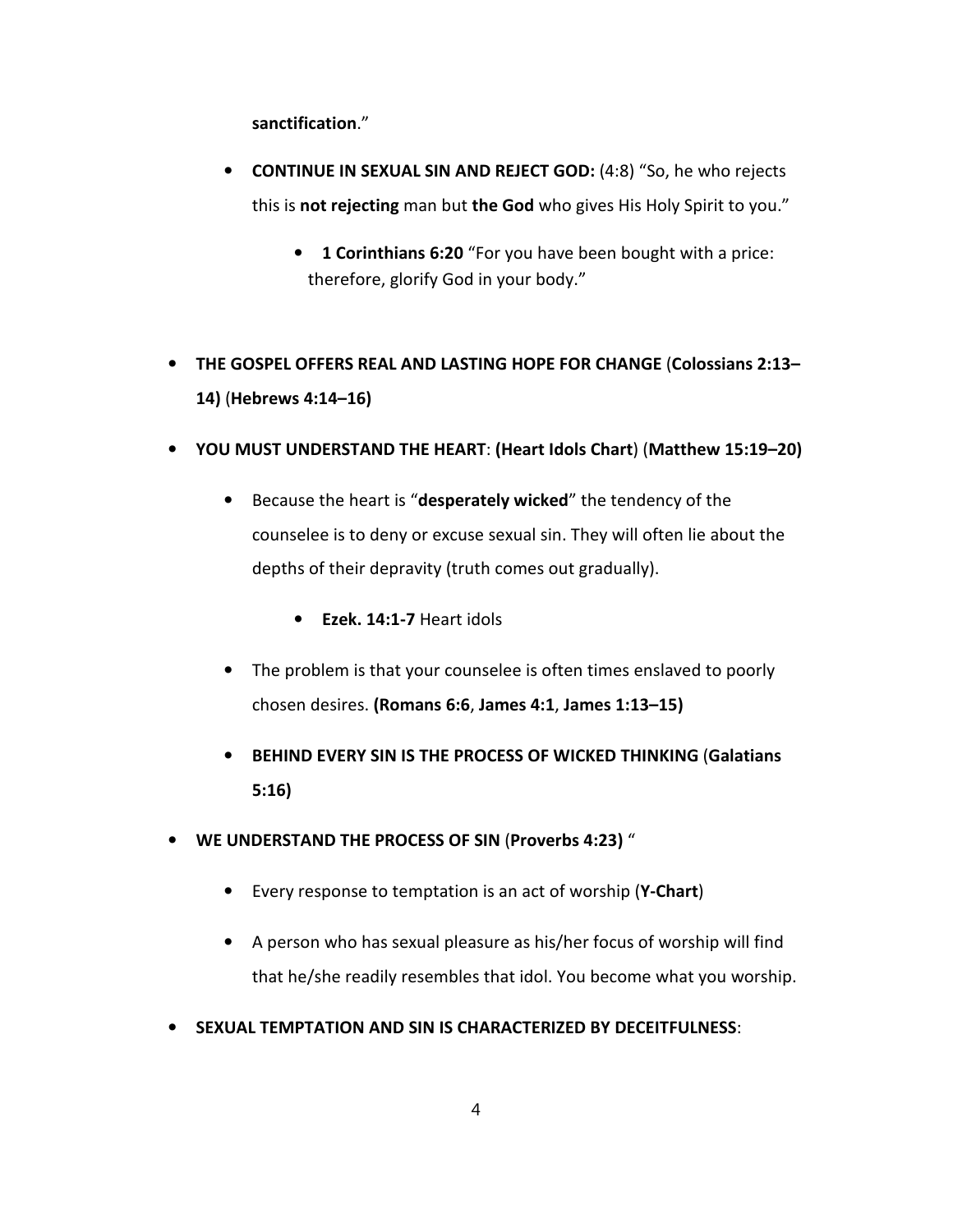**sanctification**."

    - **CONTINUE IN SEXUAL SIN AND REJECT GOD:** (4:8) "So, he who rejects this is **not rejecting** man but **the God** who gives His Holy Spirit to you."
        - **1 Corinthians 6:20** "For you have been bought with a price: therefore, glorify God in your body."

- **THE GOSPEL OFFERS REAL AND LASTING HOPE FOR CHANGE** (**Colossians 2:13–14)** (**Hebrews 4:14–16)**
- **YOU MUST UNDERSTAND THE HEART**: **(Heart Idols Chart**) (**Matthew 15:19–20)**
    - Because the heart is "**desperately wicked**" the tendency of the counselee is to deny or excuse sexual sin. They will often lie about the depths of their depravity (truth comes out gradually).
        - **Ezek. 14:1-7** Heart idols
    - The problem is that your counselee is often times enslaved to poorly chosen desires. **(Romans 6:6**, **James 4:1**, **James 1:13–15)**
    - **BEHIND EVERY SIN IS THE PROCESS OF WICKED THINKING** (**Galatians 5:16)**
- **WE UNDERSTAND THE PROCESS OF SIN** (**Proverbs 4:23)** "
    - Every response to temptation is an act of worship (**Y-Chart**)
    - A person who has sexual pleasure as his/her focus of worship will find that he/she readily resembles that idol. You become what you worship.
- **SEXUAL TEMPTATION AND SIN IS CHARACTERIZED BY DECEITFULNESS**: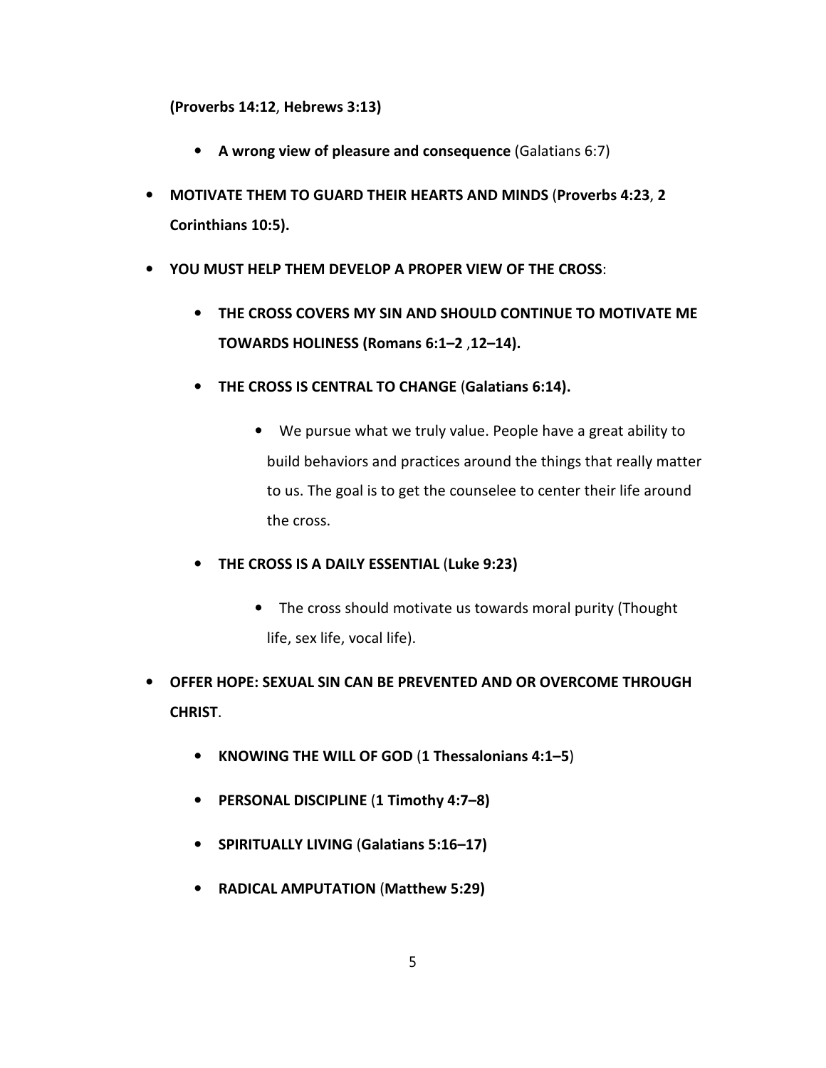**(Proverbs 14:12**, **Hebrews 3:13)**

- **A wrong view of pleasure and consequence** (Galatians 6:7)

- **MOTIVATE THEM TO GUARD THEIR HEARTS AND MINDS** (**Proverbs 4:23**, **2 Corinthians 10:5).**
- **YOU MUST HELP THEM DEVELOP A PROPER VIEW OF THE CROSS**:
  - **THE CROSS COVERS MY SIN AND SHOULD CONTINUE TO MOTIVATE ME TOWARDS HOLINESS (Romans 6:1–2 ,12–14).**
  - **THE CROSS IS CENTRAL TO CHANGE** (**Galatians 6:14).**
    - We pursue what we truly value. People have a great ability to build behaviors and practices around the things that really matter to us. The goal is to get the counselee to center their life around the cross.
  - **THE CROSS IS A DAILY ESSENTIAL** (**Luke 9:23)**
    - The cross should motivate us towards moral purity (Thought life, sex life, vocal life).
- **OFFER HOPE: SEXUAL SIN CAN BE PREVENTED AND OR OVERCOME THROUGH CHRIST**.
  - **KNOWING THE WILL OF GOD** (**1 Thessalonians 4:1–5**)
  - **PERSONAL DISCIPLINE** (**1 Timothy 4:7–8)**
  - **SPIRITUALLY LIVING** (**Galatians 5:16–17)**
  - **RADICAL AMPUTATION** (**Matthew 5:29)**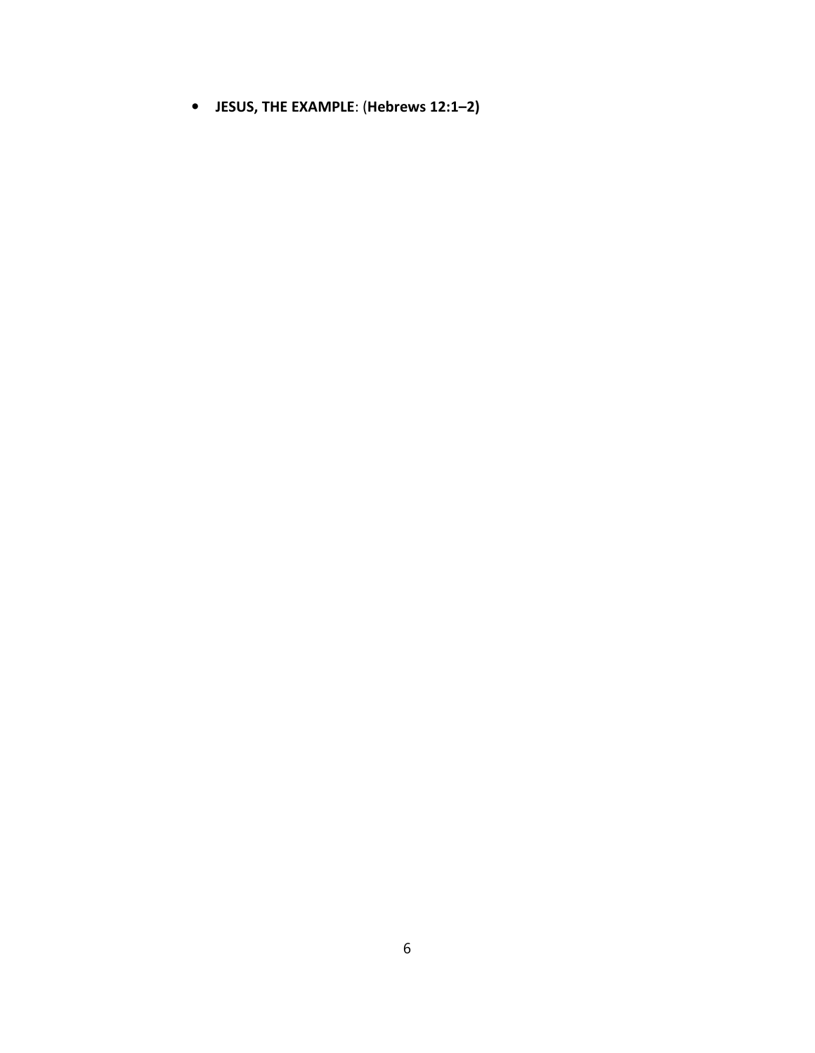- **JESUS, THE EXAMPLE**: (**Hebrews 12:1–2)**